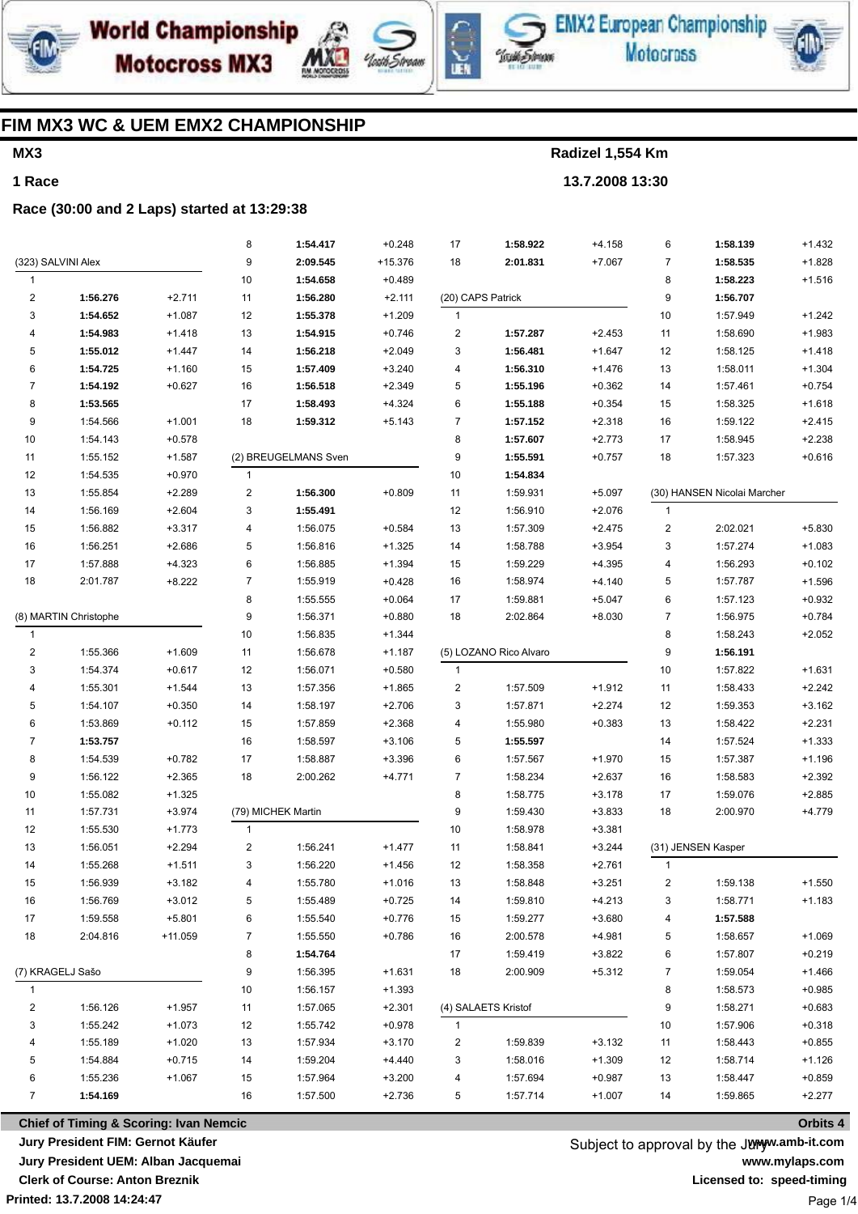# FIM MX3 WC & UEM EMX2 CHAMPIONSHIP

**MX3** — **Radizel 1,554 Km**

**1 Race** — **13.7.2008 13:30**

**Race (30:00 and 2 Laps) started at 13:29:38**

### (323) SALVINI Alex

| Lap | Time | Gap |
|---|---|---|
| 1 | | |
| 2 | **1:56.276** | +2.711 |
| 3 | **1:54.652** | +1.087 |
| 4 | **1:54.983** | +1.418 |
| 5 | **1:55.012** | +1.447 |
| 6 | **1:54.725** | +1.160 |
| 7 | **1:54.192** | +0.627 |
| 8 | **1:53.565** | |
| 9 | 1:54.566 | +1.001 |
| 10 | 1:54.143 | +0.578 |
| 11 | 1:55.152 | +1.587 |
| 12 | 1:54.535 | +0.970 |
| 13 | 1:55.854 | +2.289 |
| 14 | 1:56.169 | +2.604 |
| 15 | 1:56.882 | +3.317 |
| 16 | 1:56.251 | +2.686 |
| 17 | 1:57.888 | +4.323 |
| 18 | 2:01.787 | +8.222 |

### (8) MARTIN Christophe

| Lap | Time | Gap |
|---|---|---|
| 1 | | |
| 2 | 1:55.366 | +1.609 |
| 3 | 1:54.374 | +0.617 |
| 4 | 1:55.301 | +1.544 |
| 5 | 1:54.107 | +0.350 |
| 6 | 1:53.869 | +0.112 |
| 7 | **1:53.757** | |
| 8 | 1:54.539 | +0.782 |
| 9 | 1:56.122 | +2.365 |
| 10 | 1:55.082 | +1.325 |
| 11 | 1:57.731 | +3.974 |
| 12 | 1:55.530 | +1.773 |
| 13 | 1:56.051 | +2.294 |
| 14 | 1:55.268 | +1.511 |
| 15 | 1:56.939 | +3.182 |
| 16 | 1:56.769 | +3.012 |
| 17 | 1:59.558 | +5.801 |
| 18 | 2:04.816 | +11.059 |

### (7) KRAGELJ Sašo

| Lap | Time | Gap |
|---|---|---|
| 1 | | |
| 2 | 1:56.126 | +1.957 |
| 3 | 1:55.242 | +1.073 |
| 4 | 1:55.189 | +1.020 |
| 5 | 1:54.884 | +0.715 |
| 6 | 1:55.236 | +1.067 |
| 7 | **1:54.169** | |
| 8 | **1:54.417** | +0.248 |
| 9 | **2:09.545** | +15.376 |
| 10 | **1:54.658** | +0.489 |
| 11 | **1:56.280** | +2.111 |
| 12 | **1:55.378** | +1.209 |
| 13 | **1:54.915** | +0.746 |
| 14 | **1:56.218** | +2.049 |
| 15 | **1:57.409** | +3.240 |
| 16 | **1:56.518** | +2.349 |
| 17 | **1:58.493** | +4.324 |
| 18 | **1:59.312** | +5.143 |

### (2) BREUGELMANS Sven

| Lap | Time | Gap |
|---|---|---|
| 1 | | |
| 2 | **1:56.300** | +0.809 |
| 3 | **1:55.491** | |
| 4 | 1:56.075 | +0.584 |
| 5 | 1:56.816 | +1.325 |
| 6 | 1:56.885 | +1.394 |
| 7 | 1:55.919 | +0.428 |
| 8 | 1:55.555 | +0.064 |
| 9 | 1:56.371 | +0.880 |
| 10 | 1:56.835 | +1.344 |
| 11 | 1:56.678 | +1.187 |
| 12 | 1:56.071 | +0.580 |
| 13 | 1:57.356 | +1.865 |
| 14 | 1:58.197 | +2.706 |
| 15 | 1:57.859 | +2.368 |
| 16 | 1:58.597 | +3.106 |
| 17 | 1:58.887 | +3.396 |
| 18 | 2:00.262 | +4.771 |

### (79) MICHEK Martin

| Lap | Time | Gap |
|---|---|---|
| 1 | | |
| 2 | 1:56.241 | +1.477 |
| 3 | 1:56.220 | +1.456 |
| 4 | 1:55.780 | +1.016 |
| 5 | 1:55.489 | +0.725 |
| 6 | 1:55.540 | +0.776 |
| 7 | 1:55.550 | +0.786 |
| 8 | **1:54.764** | |
| 9 | 1:56.395 | +1.631 |
| 10 | 1:56.157 | +1.393 |
| 11 | 1:57.065 | +2.301 |
| 12 | 1:55.742 | +0.978 |
| 13 | 1:57.934 | +3.170 |
| 14 | 1:59.204 | +4.440 |
| 15 | 1:57.964 | +3.200 |
| 16 | 1:57.500 | +2.736 |
| 17 | **1:58.922** | +4.158 |
| 18 | **2:01.831** | +7.067 |

### (20) CAPS Patrick

| Lap | Time | Gap |
|---|---|---|
| 1 | | |
| 2 | **1:57.287** | +2.453 |
| 3 | **1:56.481** | +1.647 |
| 4 | **1:56.310** | +1.476 |
| 5 | **1:55.196** | +0.362 |
| 6 | **1:55.188** | +0.354 |
| 7 | **1:57.152** | +2.318 |
| 8 | **1:57.607** | +2.773 |
| 9 | **1:55.591** | +0.757 |
| 10 | **1:54.834** | |
| 11 | 1:59.931 | +5.097 |
| 12 | 1:56.910 | +2.076 |
| 13 | 1:57.309 | +2.475 |
| 14 | 1:58.788 | +3.954 |
| 15 | 1:59.229 | +4.395 |
| 16 | 1:58.974 | +4.140 |
| 17 | 1:59.881 | +5.047 |
| 18 | 2:02.864 | +8.030 |

### (5) LOZANO Rico Alvaro

| Lap | Time | Gap |
|---|---|---|
| 1 | | |
| 2 | 1:57.509 | +1.912 |
| 3 | 1:57.871 | +2.274 |
| 4 | 1:55.980 | +0.383 |
| 5 | **1:55.597** | |
| 6 | 1:57.567 | +1.970 |
| 7 | 1:58.234 | +2.637 |
| 8 | 1:58.775 | +3.178 |
| 9 | 1:59.430 | +3.833 |
| 10 | 1:58.978 | +3.381 |
| 11 | 1:58.841 | +3.244 |
| 12 | 1:58.358 | +2.761 |
| 13 | 1:58.848 | +3.251 |
| 14 | 1:59.810 | +4.213 |
| 15 | 1:59.277 | +3.680 |
| 16 | 2:00.578 | +4.981 |
| 17 | 1:59.419 | +3.822 |
| 18 | 2:00.909 | +5.312 |

### (4) SALAETS Kristof

| Lap | Time | Gap |
|---|---|---|
| 1 | | |
| 2 | 1:59.839 | +3.132 |
| 3 | 1:58.016 | +1.309 |
| 4 | 1:57.694 | +0.987 |
| 5 | 1:57.714 | +1.007 |
| 6 | **1:58.139** | +1.432 |
| 7 | **1:58.535** | +1.828 |
| 8 | **1:58.223** | +1.516 |
| 9 | **1:56.707** | |
| 10 | 1:57.949 | +1.242 |
| 11 | 1:58.690 | +1.983 |
| 12 | 1:58.125 | +1.418 |
| 13 | 1:58.011 | +1.304 |
| 14 | 1:57.461 | +0.754 |
| 15 | 1:58.325 | +1.618 |
| 16 | 1:59.122 | +2.415 |
| 17 | 1:58.945 | +2.238 |
| 18 | 1:57.323 | +0.616 |

### (30) HANSEN Nicolai Marcher

| Lap | Time | Gap |
|---|---|---|
| 1 | | |
| 2 | 2:02.021 | +5.830 |
| 3 | 1:57.274 | +1.083 |
| 4 | 1:56.293 | +0.102 |
| 5 | 1:57.787 | +1.596 |
| 6 | 1:57.123 | +0.932 |
| 7 | 1:56.975 | +0.784 |
| 8 | 1:58.243 | +2.052 |
| 9 | **1:56.191** | |
| 10 | 1:57.822 | +1.631 |
| 11 | 1:58.433 | +2.242 |
| 12 | 1:59.353 | +3.162 |
| 13 | 1:58.422 | +2.231 |
| 14 | 1:57.524 | +1.333 |
| 15 | 1:57.387 | +1.196 |
| 16 | 1:58.583 | +2.392 |
| 17 | 1:59.076 | +2.885 |
| 18 | 2:00.970 | +4.779 |

### (31) JENSEN Kasper

| Lap | Time | Gap |
|---|---|---|
| 1 | | |
| 2 | 1:59.138 | +1.550 |
| 3 | 1:58.771 | +1.183 |
| 4 | **1:57.588** | |
| 5 | 1:58.657 | +1.069 |
| 6 | 1:57.807 | +0.219 |
| 7 | 1:59.054 | +1.466 |
| 8 | 1:58.573 | +0.985 |
| 9 | 1:58.271 | +0.683 |
| 10 | 1:57.906 | +0.318 |
| 11 | 1:58.443 | +0.855 |
| 12 | 1:58.714 | +1.126 |
| 13 | 1:58.447 | +0.859 |
| 14 | 1:59.865 | +2.277 |

**Chief of Timing & Scoring: Ivan Nemcic** — **Orbits 4**

Jury President FIM: Gernot Käufer

Jury President UEM: Alban Jacquemai

Clerk of Course: Anton Breznik

Subject to approval by the Jury

www.amb-it.com

www.mylaps.com

Licensed to: speed-timing

Printed: 13.7.2008 14:24:47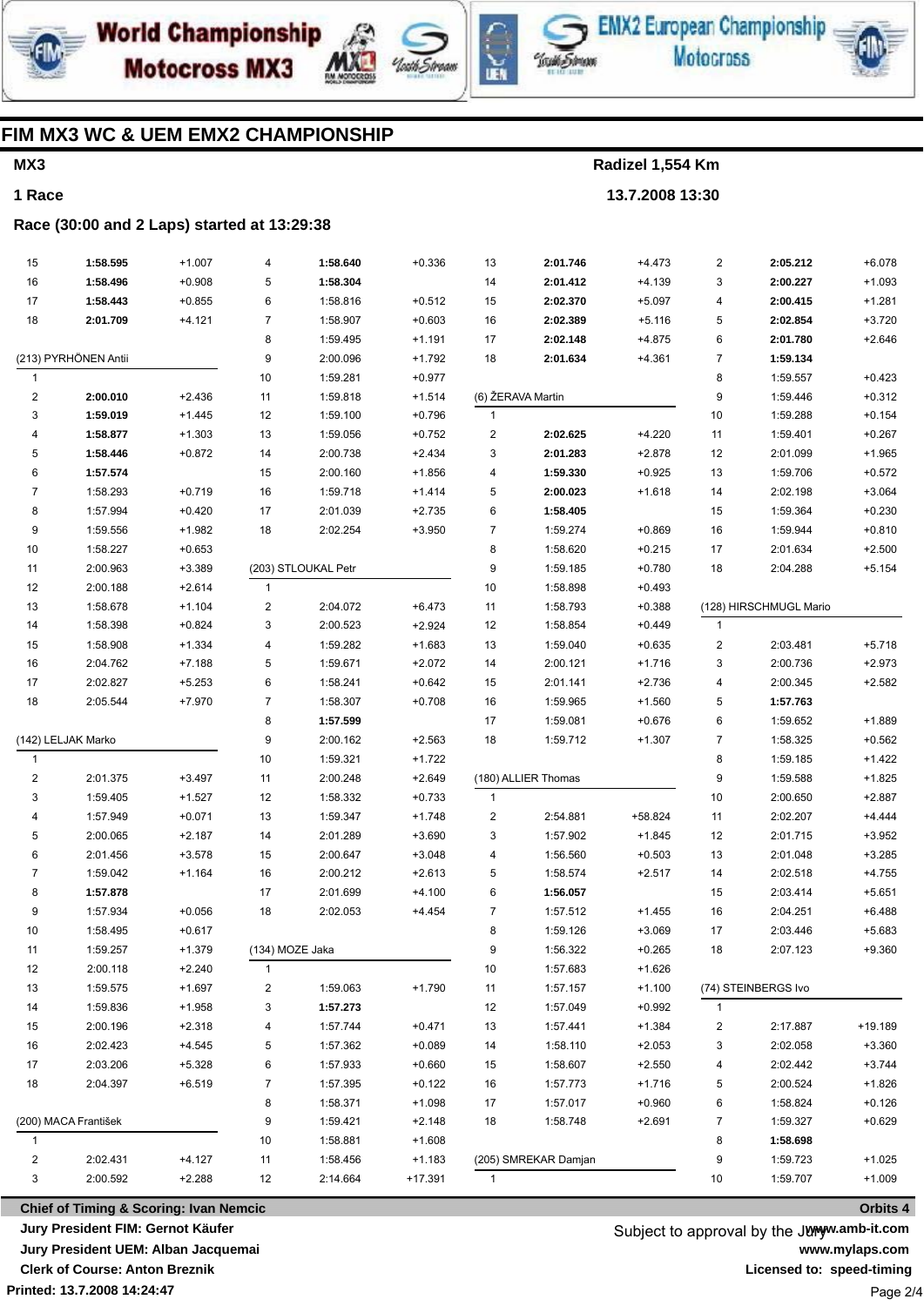# FIM MX3 WC & UEM EMX2 CHAMPIONSHIP

**MX3** — Radizel 1,554 Km

**1 Race** — 13.7.2008 13:30

**Race (30:00 and 2 Laps) started at 13:29:38**

| Lap | Time | Diff |
|---|---|---|
| 15 | **1:58.595** | +1.007 |
| 16 | **1:58.496** | +0.908 |
| 17 | **1:58.443** | +0.855 |
| 18 | **2:01.709** | +4.121 |

**(213) PYRHÖNEN Antii**

| Lap | Time | Diff |
|---|---|---|
| 1 | | |
| 2 | **2:00.010** | +2.436 |
| 3 | **1:59.019** | +1.445 |
| 4 | **1:58.877** | +1.303 |
| 5 | **1:58.446** | +0.872 |
| 6 | **1:57.574** | |
| 7 | 1:58.293 | +0.719 |
| 8 | 1:57.994 | +0.420 |
| 9 | 1:59.556 | +1.982 |
| 10 | 1:58.227 | +0.653 |
| 11 | 2:00.963 | +3.389 |
| 12 | 2:00.188 | +2.614 |
| 13 | 1:58.678 | +1.104 |
| 14 | 1:58.398 | +0.824 |
| 15 | 1:58.908 | +1.334 |
| 16 | 2:04.762 | +7.188 |
| 17 | 2:02.827 | +5.253 |
| 18 | 2:05.544 | +7.970 |

**(142) LELJAK Marko**

| Lap | Time | Diff |
|---|---|---|
| 1 | | |
| 2 | 2:01.375 | +3.497 |
| 3 | 1:59.405 | +1.527 |
| 4 | 1:57.949 | +0.071 |
| 5 | 2:00.065 | +2.187 |
| 6 | 2:01.456 | +3.578 |
| 7 | 1:59.042 | +1.164 |
| 8 | **1:57.878** | |
| 9 | 1:57.934 | +0.056 |
| 10 | 1:58.495 | +0.617 |
| 11 | 1:59.257 | +1.379 |
| 12 | 2:00.118 | +2.240 |
| 13 | 1:59.575 | +1.697 |
| 14 | 1:59.836 | +1.958 |
| 15 | 2:00.196 | +2.318 |
| 16 | 2:02.423 | +4.545 |
| 17 | 2:03.206 | +5.328 |
| 18 | 2:04.397 | +6.519 |

**(200) MACA František**

| Lap | Time | Diff |
|---|---|---|
| 1 | | |
| 2 | 2:02.431 | +4.127 |
| 3 | 2:00.592 | +2.288 |
| 4 | **1:58.640** | +0.336 |
| 5 | **1:58.304** | |
| 6 | 1:58.816 | +0.512 |
| 7 | 1:58.907 | +0.603 |
| 8 | 1:59.495 | +1.191 |
| 9 | 2:00.096 | +1.792 |
| 10 | 1:59.281 | +0.977 |
| 11 | 1:59.818 | +1.514 |
| 12 | 1:59.100 | +0.796 |
| 13 | 1:59.056 | +0.752 |
| 14 | 2:00.738 | +2.434 |
| 15 | 2:00.160 | +1.856 |
| 16 | 1:59.718 | +1.414 |
| 17 | 2:01.039 | +2.735 |
| 18 | 2:02.254 | +3.950 |

**(203) STLOUKAL Petr**

| Lap | Time | Diff |
|---|---|---|
| 1 | | |
| 2 | 2:04.072 | +6.473 |
| 3 | 2:00.523 | +2.924 |
| 4 | 1:59.282 | +1.683 |
| 5 | 1:59.671 | +2.072 |
| 6 | 1:58.241 | +0.642 |
| 7 | 1:58.307 | +0.708 |
| 8 | **1:57.599** | |
| 9 | 2:00.162 | +2.563 |
| 10 | 1:59.321 | +1.722 |
| 11 | 2:00.248 | +2.649 |
| 12 | 1:58.332 | +0.733 |
| 13 | 1:59.347 | +1.748 |
| 14 | 2:01.289 | +3.690 |
| 15 | 2:00.647 | +3.048 |
| 16 | 2:00.212 | +2.613 |
| 17 | 2:01.699 | +4.100 |
| 18 | 2:02.053 | +4.454 |

**(134) MOZE Jaka**

| Lap | Time | Diff |
|---|---|---|
| 1 | | |
| 2 | 1:59.063 | +1.790 |
| 3 | **1:57.273** | |
| 4 | 1:57.744 | +0.471 |
| 5 | 1:57.362 | +0.089 |
| 6 | 1:57.933 | +0.660 |
| 7 | 1:57.395 | +0.122 |
| 8 | 1:58.371 | +1.098 |
| 9 | 1:59.421 | +2.148 |
| 10 | 1:58.881 | +1.608 |
| 11 | 1:58.456 | +1.183 |
| 12 | 2:14.664 | +17.391 |
| 13 | **2:01.746** | +4.473 |
| 14 | **2:01.412** | +4.139 |
| 15 | **2:02.370** | +5.097 |
| 16 | **2:02.389** | +5.116 |
| 17 | **2:02.148** | +4.875 |
| 18 | **2:01.634** | +4.361 |

**(6) ŽERAVA Martin**

| Lap | Time | Diff |
|---|---|---|
| 1 | | |
| 2 | **2:02.625** | +4.220 |
| 3 | **2:01.283** | +2.878 |
| 4 | **1:59.330** | +0.925 |
| 5 | **2:00.023** | +1.618 |
| 6 | **1:58.405** | |
| 7 | 1:59.274 | +0.869 |
| 8 | 1:58.620 | +0.215 |
| 9 | 1:59.185 | +0.780 |
| 10 | 1:58.898 | +0.493 |
| 11 | 1:58.793 | +0.388 |
| 12 | 1:58.854 | +0.449 |
| 13 | 1:59.040 | +0.635 |
| 14 | 2:00.121 | +1.716 |
| 15 | 2:01.141 | +2.736 |
| 16 | 1:59.965 | +1.560 |
| 17 | 1:59.081 | +0.676 |
| 18 | 1:59.712 | +1.307 |

**(180) ALLIER Thomas**

| Lap | Time | Diff |
|---|---|---|
| 1 | | |
| 2 | 2:54.881 | +58.824 |
| 3 | 1:57.902 | +1.845 |
| 4 | 1:56.560 | +0.503 |
| 5 | 1:58.574 | +2.517 |
| 6 | **1:56.057** | |
| 7 | 1:57.512 | +1.455 |
| 8 | 1:59.126 | +3.069 |
| 9 | 1:56.322 | +0.265 |
| 10 | 1:57.683 | +1.626 |
| 11 | 1:57.157 | +1.100 |
| 12 | 1:57.049 | +0.992 |
| 13 | 1:57.441 | +1.384 |
| 14 | 1:58.110 | +2.053 |
| 15 | 1:58.607 | +2.550 |
| 16 | 1:57.773 | +1.716 |
| 17 | 1:57.017 | +0.960 |
| 18 | 1:58.748 | +2.691 |

**(205) SMREKAR Damjan**

| Lap | Time | Diff |
|---|---|---|
| 1 | | |
| 2 | **2:05.212** | +6.078 |
| 3 | **2:00.227** | +1.093 |
| 4 | **2:00.415** | +1.281 |
| 5 | **2:02.854** | +3.720 |
| 6 | **2:01.780** | +2.646 |
| 7 | **1:59.134** | |
| 8 | 1:59.557 | +0.423 |
| 9 | 1:59.446 | +0.312 |
| 10 | 1:59.288 | +0.154 |
| 11 | 1:59.401 | +0.267 |
| 12 | 2:01.099 | +1.965 |
| 13 | 1:59.706 | +0.572 |
| 14 | 2:02.198 | +3.064 |
| 15 | 1:59.364 | +0.230 |
| 16 | 1:59.944 | +0.810 |
| 17 | 2:01.634 | +2.500 |
| 18 | 2:04.288 | +5.154 |

**(128) HIRSCHMUGL Mario**

| Lap | Time | Diff |
|---|---|---|
| 1 | | |
| 2 | 2:03.481 | +5.718 |
| 3 | 2:00.736 | +2.973 |
| 4 | 2:00.345 | +2.582 |
| 5 | **1:57.763** | |
| 6 | 1:59.652 | +1.889 |
| 7 | 1:58.325 | +0.562 |
| 8 | 1:59.185 | +1.422 |
| 9 | 1:59.588 | +1.825 |
| 10 | 2:00.650 | +2.887 |
| 11 | 2:02.207 | +4.444 |
| 12 | 2:01.715 | +3.952 |
| 13 | 2:01.048 | +3.285 |
| 14 | 2:02.518 | +4.755 |
| 15 | 2:03.414 | +5.651 |
| 16 | 2:04.251 | +6.488 |
| 17 | 2:03.446 | +5.683 |
| 18 | 2:07.123 | +9.360 |

**(74) STEINBERGS Ivo**

| Lap | Time | Diff |
|---|---|---|
| 1 | | |
| 2 | 2:17.887 | +19.189 |
| 3 | 2:02.058 | +3.360 |
| 4 | 2:02.442 | +3.744 |
| 5 | 2:00.524 | +1.826 |
| 6 | 1:58.824 | +0.126 |
| 7 | 1:59.327 | +0.629 |
| 8 | **1:58.698** | |
| 9 | 1:59.723 | +1.025 |
| 10 | 1:59.707 | +1.009 |

Chief of Timing & Scoring: Ivan Nemcic
Jury President FIM: Gernot Käufer
Jury President UEM: Alban Jacquemai
Clerk of Course: Anton Breznik
Printed: 13.7.2008 14:24:47

Subject to approval by the Jury

Orbits 4
www.amb-it.com
www.mylaps.com
Licensed to: speed-timing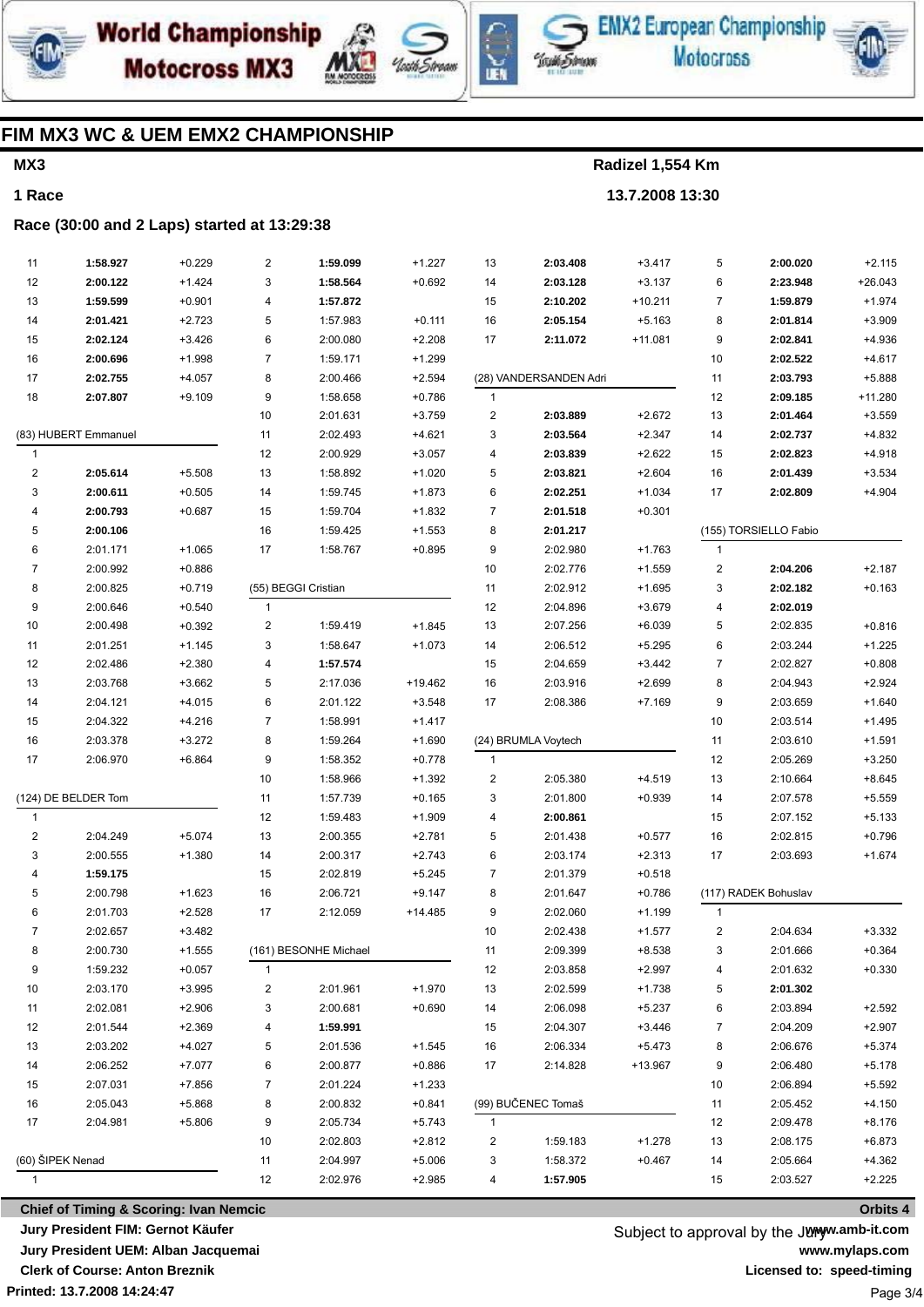## FIM MX3 WC & UEM EMX2 CHAMPIONSHIP

**MX3** — Radizel 1,554 Km

**1 Race** — 13.7.2008 13:30

**Race (30:00 and 2 Laps) started at 13:29:38**

| Lap | Time | Gap |
|---|---|---|
| 11 | **1:58.927** | +0.229 |
| 12 | **2:00.122** | +1.424 |
| 13 | **1:59.599** | +0.901 |
| 14 | **2:01.421** | +2.723 |
| 15 | **2:02.124** | +3.426 |
| 16 | **2:00.696** | +1.998 |
| 17 | **2:02.755** | +4.057 |
| 18 | **2:07.807** | +9.109 |

**(83) HUBERT Emmanuel**

| Lap | Time | Gap |
|---|---|---|
| 1 | | |
| 2 | **2:05.614** | +5.508 |
| 3 | **2:00.611** | +0.505 |
| 4 | **2:00.793** | +0.687 |
| 5 | **2:00.106** | |
| 6 | 2:01.171 | +1.065 |
| 7 | 2:00.992 | +0.886 |
| 8 | 2:00.825 | +0.719 |
| 9 | 2:00.646 | +0.540 |
| 10 | 2:00.498 | +0.392 |
| 11 | 2:01.251 | +1.145 |
| 12 | 2:02.486 | +2.380 |
| 13 | 2:03.768 | +3.662 |
| 14 | 2:04.121 | +4.015 |
| 15 | 2:04.322 | +4.216 |
| 16 | 2:03.378 | +3.272 |
| 17 | 2:06.970 | +6.864 |

**(124) DE BELDER Tom**

| Lap | Time | Gap |
|---|---|---|
| 1 | | |
| 2 | 2:04.249 | +5.074 |
| 3 | 2:00.555 | +1.380 |
| 4 | **1:59.175** | |
| 5 | 2:00.798 | +1.623 |
| 6 | 2:01.703 | +2.528 |
| 7 | 2:02.657 | +3.482 |
| 8 | 2:00.730 | +1.555 |
| 9 | 1:59.232 | +0.057 |
| 10 | 2:03.170 | +3.995 |
| 11 | 2:02.081 | +2.906 |
| 12 | 2:01.544 | +2.369 |
| 13 | 2:03.202 | +4.027 |
| 14 | 2:06.252 | +7.077 |
| 15 | 2:07.031 | +7.856 |
| 16 | 2:05.043 | +5.868 |
| 17 | 2:04.981 | +5.806 |

**(60) ŠIPEK Nenad**

| Lap | Time | Gap |
|---|---|---|
| 1 | | |
| 2 | **1:59.099** | +1.227 |
| 3 | **1:58.564** | +0.692 |
| 4 | **1:57.872** | |
| 5 | 1:57.983 | +0.111 |
| 6 | 2:00.080 | +2.208 |
| 7 | 1:59.171 | +1.299 |
| 8 | 2:00.466 | +2.594 |
| 9 | 1:58.658 | +0.786 |
| 10 | 2:01.631 | +3.759 |
| 11 | 2:02.493 | +4.621 |
| 12 | 2:00.929 | +3.057 |
| 13 | 1:58.892 | +1.020 |
| 14 | 1:59.745 | +1.873 |
| 15 | 1:59.704 | +1.832 |
| 16 | 1:59.425 | +1.553 |
| 17 | 1:58.767 | +0.895 |

**(55) BEGGI Cristian**

| Lap | Time | Gap |
|---|---|---|
| 1 | | |
| 2 | 1:59.419 | +1.845 |
| 3 | 1:58.647 | +1.073 |
| 4 | **1:57.574** | |
| 5 | 2:17.036 | +19.462 |
| 6 | 2:01.122 | +3.548 |
| 7 | 1:58.991 | +1.417 |
| 8 | 1:59.264 | +1.690 |
| 9 | 1:58.352 | +0.778 |
| 10 | 1:58.966 | +1.392 |
| 11 | 1:57.739 | +0.165 |
| 12 | 1:59.483 | +1.909 |
| 13 | 2:00.355 | +2.781 |
| 14 | 2:00.317 | +2.743 |
| 15 | 2:02.819 | +5.245 |
| 16 | 2:06.721 | +9.147 |
| 17 | 2:12.059 | +14.485 |

**(161) BESONHE Michael**

| Lap | Time | Gap |
|---|---|---|
| 1 | | |
| 2 | 2:01.961 | +1.970 |
| 3 | 2:00.681 | +0.690 |
| 4 | **1:59.991** | |
| 5 | 2:01.536 | +1.545 |
| 6 | 2:00.877 | +0.886 |
| 7 | 2:01.224 | +1.233 |
| 8 | 2:00.832 | +0.841 |
| 9 | 2:05.734 | +5.743 |
| 10 | 2:02.803 | +2.812 |
| 11 | 2:04.997 | +5.006 |
| 12 | 2:02.976 | +2.985 |
| 13 | **2:03.408** | +3.417 |
| 14 | **2:03.128** | +3.137 |
| 15 | **2:10.202** | +10.211 |
| 16 | **2:05.154** | +5.163 |
| 17 | **2:11.072** | +11.081 |

**(28) VANDERSANDEN Adri**

| Lap | Time | Gap |
|---|---|---|
| 1 | | |
| 2 | **2:03.889** | +2.672 |
| 3 | **2:03.564** | +2.347 |
| 4 | **2:03.839** | +2.622 |
| 5 | **2:03.821** | +2.604 |
| 6 | **2:02.251** | +1.034 |
| 7 | **2:01.518** | +0.301 |
| 8 | **2:01.217** | |
| 9 | 2:02.980 | +1.763 |
| 10 | 2:02.776 | +1.559 |
| 11 | 2:02.912 | +1.695 |
| 12 | 2:04.896 | +3.679 |
| 13 | 2:07.256 | +6.039 |
| 14 | 2:06.512 | +5.295 |
| 15 | 2:04.659 | +3.442 |
| 16 | 2:03.916 | +2.699 |
| 17 | 2:08.386 | +7.169 |

**(24) BRUMLA Voytech**

| Lap | Time | Gap |
|---|---|---|
| 1 | | |
| 2 | 2:05.380 | +4.519 |
| 3 | 2:01.800 | +0.939 |
| 4 | **2:00.861** | |
| 5 | 2:01.438 | +0.577 |
| 6 | 2:03.174 | +2.313 |
| 7 | 2:01.379 | +0.518 |
| 8 | 2:01.647 | +0.786 |
| 9 | 2:02.060 | +1.199 |
| 10 | 2:02.438 | +1.577 |
| 11 | 2:09.399 | +8.538 |
| 12 | 2:03.858 | +2.997 |
| 13 | 2:02.599 | +1.738 |
| 14 | 2:06.098 | +5.237 |
| 15 | 2:04.307 | +3.446 |
| 16 | 2:06.334 | +5.473 |
| 17 | 2:14.828 | +13.967 |

**(99) BUČENEC Tomaš**

| Lap | Time | Gap |
|---|---|---|
| 1 | | |
| 2 | 1:59.183 | +1.278 |
| 3 | 1:58.372 | +0.467 |
| 4 | **1:57.905** | |
| 5 | **2:00.020** | +2.115 |
| 6 | **2:23.948** | +26.043 |
| 7 | **1:59.879** | +1.974 |
| 8 | **2:01.814** | +3.909 |
| 9 | **2:02.841** | +4.936 |
| 10 | **2:02.522** | +4.617 |
| 11 | **2:03.793** | +5.888 |
| 12 | **2:09.185** | +11.280 |
| 13 | **2:01.464** | +3.559 |
| 14 | **2:02.737** | +4.832 |
| 15 | **2:02.823** | +4.918 |
| 16 | **2:01.439** | +3.534 |
| 17 | **2:02.809** | +4.904 |

**(155) TORSIELLO Fabio**

| Lap | Time | Gap |
|---|---|---|
| 1 | | |
| 2 | **2:04.206** | +2.187 |
| 3 | **2:02.182** | +0.163 |
| 4 | **2:02.019** | |
| 5 | 2:02.835 | +0.816 |
| 6 | 2:03.244 | +1.225 |
| 7 | 2:02.827 | +0.808 |
| 8 | 2:04.943 | +2.924 |
| 9 | 2:03.659 | +1.640 |
| 10 | 2:03.514 | +1.495 |
| 11 | 2:03.610 | +1.591 |
| 12 | 2:05.269 | +3.250 |
| 13 | 2:10.664 | +8.645 |
| 14 | 2:07.578 | +5.559 |
| 15 | 2:07.152 | +5.133 |
| 16 | 2:02.815 | +0.796 |
| 17 | 2:03.693 | +1.674 |

**(117) RADEK Bohuslav**

| Lap | Time | Gap |
|---|---|---|
| 1 | | |
| 2 | 2:04.634 | +3.332 |
| 3 | 2:01.666 | +0.364 |
| 4 | 2:01.632 | +0.330 |
| 5 | **2:01.302** | |
| 6 | 2:03.894 | +2.592 |
| 7 | 2:04.209 | +2.907 |
| 8 | 2:06.676 | +5.374 |
| 9 | 2:06.480 | +5.178 |
| 10 | 2:06.894 | +5.592 |
| 11 | 2:05.452 | +4.150 |
| 12 | 2:09.478 | +8.176 |
| 13 | 2:08.175 | +6.873 |
| 14 | 2:05.664 | +4.362 |
| 15 | 2:03.527 | +2.225 |

Chief of Timing & Scoring: Ivan Nemcic — Orbits 4

Jury President FIM: Gernot Käufer

Jury President UEM: Alban Jacquemai

Clerk of Course: Anton Breznik

Subject to approval by the Jury

www.amb-it.com
www.mylaps.com
Licensed to: speed-timing

Printed: 13.7.2008 14:24:47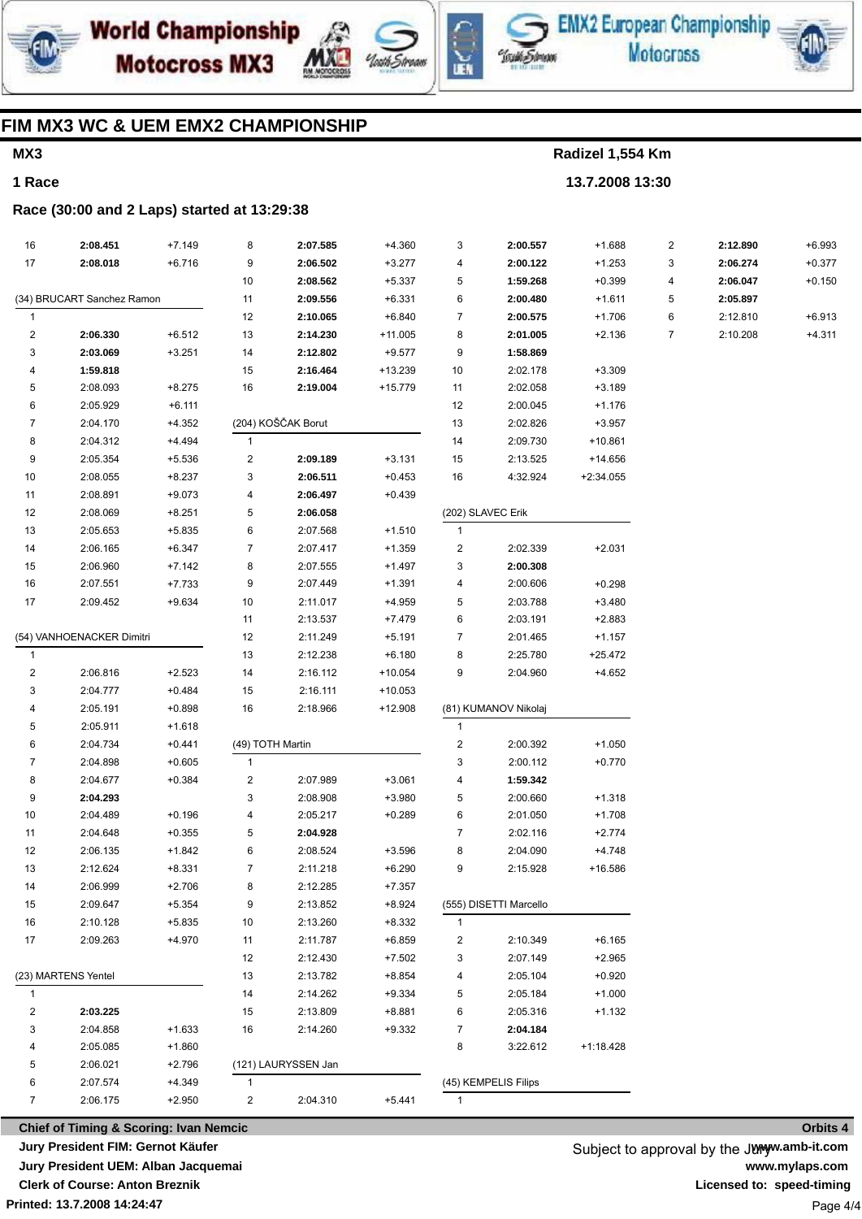# FIM MX3 WC & UEM EMX2 CHAMPIONSHIP

**MX3** — **Radizel 1,554 Km**

**1 Race** — **13.7.2008 13:30**

**Race (30:00 and 2 Laps) started at 13:29:38**

| | | |
|---|---|---|
| 16 | **2:08.451** | +7.149 |
| 17 | **2:08.018** | +6.716 |

(34) BRUCART Sanchez Ramon

| | | |
|---|---|---|
| 1 | | |
| 2 | **2:06.330** | +6.512 |
| 3 | **2:03.069** | +3.251 |
| 4 | **1:59.818** | |
| 5 | 2:08.093 | +8.275 |
| 6 | 2:05.929 | +6.111 |
| 7 | 2:04.170 | +4.352 |
| 8 | 2:04.312 | +4.494 |
| 9 | 2:05.354 | +5.536 |
| 10 | 2:08.055 | +8.237 |
| 11 | 2:08.891 | +9.073 |
| 12 | 2:08.069 | +8.251 |
| 13 | 2:05.653 | +5.835 |
| 14 | 2:06.165 | +6.347 |
| 15 | 2:06.960 | +7.142 |
| 16 | 2:07.551 | +7.733 |
| 17 | 2:09.452 | +9.634 |

(54) VANHOENACKER Dimitri

| | | |
|---|---|---|
| 1 | | |
| 2 | 2:06.816 | +2.523 |
| 3 | 2:04.777 | +0.484 |
| 4 | 2:05.191 | +0.898 |
| 5 | 2:05.911 | +1.618 |
| 6 | 2:04.734 | +0.441 |
| 7 | 2:04.898 | +0.605 |
| 8 | 2:04.677 | +0.384 |
| 9 | **2:04.293** | |
| 10 | 2:04.489 | +0.196 |
| 11 | 2:04.648 | +0.355 |
| 12 | 2:06.135 | +1.842 |
| 13 | 2:12.624 | +8.331 |
| 14 | 2:06.999 | +2.706 |
| 15 | 2:09.647 | +5.354 |
| 16 | 2:10.128 | +5.835 |
| 17 | 2:09.263 | +4.970 |

(23) MARTENS Yentel

| | | |
|---|---|---|
| 1 | | |
| 2 | **2:03.225** | |
| 3 | 2:04.858 | +1.633 |
| 4 | 2:05.085 | +1.860 |
| 5 | 2:06.021 | +2.796 |
| 6 | 2:07.574 | +4.349 |
| 7 | 2:06.175 | +2.950 |
| 8 | **2:07.585** | +4.360 |
| 9 | **2:06.502** | +3.277 |
| 10 | **2:08.562** | +5.337 |
| 11 | **2:09.556** | +6.331 |
| 12 | **2:10.065** | +6.840 |
| 13 | **2:14.230** | +11.005 |
| 14 | **2:12.802** | +9.577 |
| 15 | **2:16.464** | +13.239 |
| 16 | **2:19.004** | +15.779 |

(204) KOŠČAK Borut

| | | |
|---|---|---|
| 1 | | |
| 2 | **2:09.189** | +3.131 |
| 3 | **2:06.511** | +0.453 |
| 4 | **2:06.497** | +0.439 |
| 5 | **2:06.058** | |
| 6 | 2:07.568 | +1.510 |
| 7 | 2:07.417 | +1.359 |
| 8 | 2:07.555 | +1.497 |
| 9 | 2:07.449 | +1.391 |
| 10 | 2:11.017 | +4.959 |
| 11 | 2:13.537 | +7.479 |
| 12 | 2:11.249 | +5.191 |
| 13 | 2:12.238 | +6.180 |
| 14 | 2:16.112 | +10.054 |
| 15 | 2:16.111 | +10.053 |
| 16 | 2:18.966 | +12.908 |

(49) TOTH Martin

| | | |
|---|---|---|
| 1 | | |
| 2 | 2:07.989 | +3.061 |
| 3 | 2:08.908 | +3.980 |
| 4 | 2:05.217 | +0.289 |
| 5 | **2:04.928** | |
| 6 | 2:08.524 | +3.596 |
| 7 | 2:11.218 | +6.290 |
| 8 | 2:12.285 | +7.357 |
| 9 | 2:13.852 | +8.924 |
| 10 | 2:13.260 | +8.332 |
| 11 | 2:11.787 | +6.859 |
| 12 | 2:12.430 | +7.502 |
| 13 | 2:13.782 | +8.854 |
| 14 | 2:14.262 | +9.334 |
| 15 | 2:13.809 | +8.881 |
| 16 | 2:14.260 | +9.332 |

(121) LAURYSSEN Jan

| | | |
|---|---|---|
| 1 | | |
| 2 | 2:04.310 | +5.441 |
| 3 | **2:00.557** | +1.688 |
| 4 | **2:00.122** | +1.253 |
| 5 | **1:59.268** | +0.399 |
| 6 | **2:00.480** | +1.611 |
| 7 | **2:00.575** | +1.706 |
| 8 | **2:01.005** | +2.136 |
| 9 | **1:58.869** | |
| 10 | 2:02.178 | +3.309 |
| 11 | 2:02.058 | +3.189 |
| 12 | 2:00.045 | +1.176 |
| 13 | 2:02.826 | +3.957 |
| 14 | 2:09.730 | +10.861 |
| 15 | 2:13.525 | +14.656 |
| 16 | 4:32.924 | +2:34.055 |

(202) SLAVEC Erik

| | | |
|---|---|---|
| 1 | | |
| 2 | 2:02.339 | +2.031 |
| 3 | **2:00.308** | |
| 4 | 2:00.606 | +0.298 |
| 5 | 2:03.788 | +3.480 |
| 6 | 2:03.191 | +2.883 |
| 7 | 2:01.465 | +1.157 |
| 8 | 2:25.780 | +25.472 |
| 9 | 2:04.960 | +4.652 |

(81) KUMANOV Nikolaj

| | | |
|---|---|---|
| 1 | | |
| 2 | 2:00.392 | +1.050 |
| 3 | 2:00.112 | +0.770 |
| 4 | **1:59.342** | |
| 5 | 2:00.660 | +1.318 |
| 6 | 2:01.050 | +1.708 |
| 7 | 2:02.116 | +2.774 |
| 8 | 2:04.090 | +4.748 |
| 9 | 2:15.928 | +16.586 |

(555) DISETTI Marcello

| | | |
|---|---|---|
| 1 | | |
| 2 | 2:10.349 | +6.165 |
| 3 | 2:07.149 | +2.965 |
| 4 | 2:05.104 | +0.920 |
| 5 | 2:05.184 | +1.000 |
| 6 | 2:05.316 | +1.132 |
| 7 | **2:04.184** | |
| 8 | 3:22.612 | +1:18.428 |

(45) KEMPELIS Filips

| | | |
|---|---|---|
| 1 | | |
| 2 | **2:12.890** | +6.993 |
| 3 | **2:06.274** | +0.377 |
| 4 | **2:06.047** | +0.150 |
| 5 | **2:05.897** | |
| 6 | 2:12.810 | +6.913 |
| 7 | 2:10.208 | +4.311 |

**Chief of Timing & Scoring: Ivan Nemcic**
**Jury President FIM: Gernot Käufer**
**Jury President UEM: Alban Jacquemai**
**Clerk of Course: Anton Breznik**

Subject to approval by the Jury

**Orbits 4**
**www.amb-it.com**
**www.mylaps.com**
**Licensed to: speed-timing**

**Printed: 13.7.2008 14:24:47**